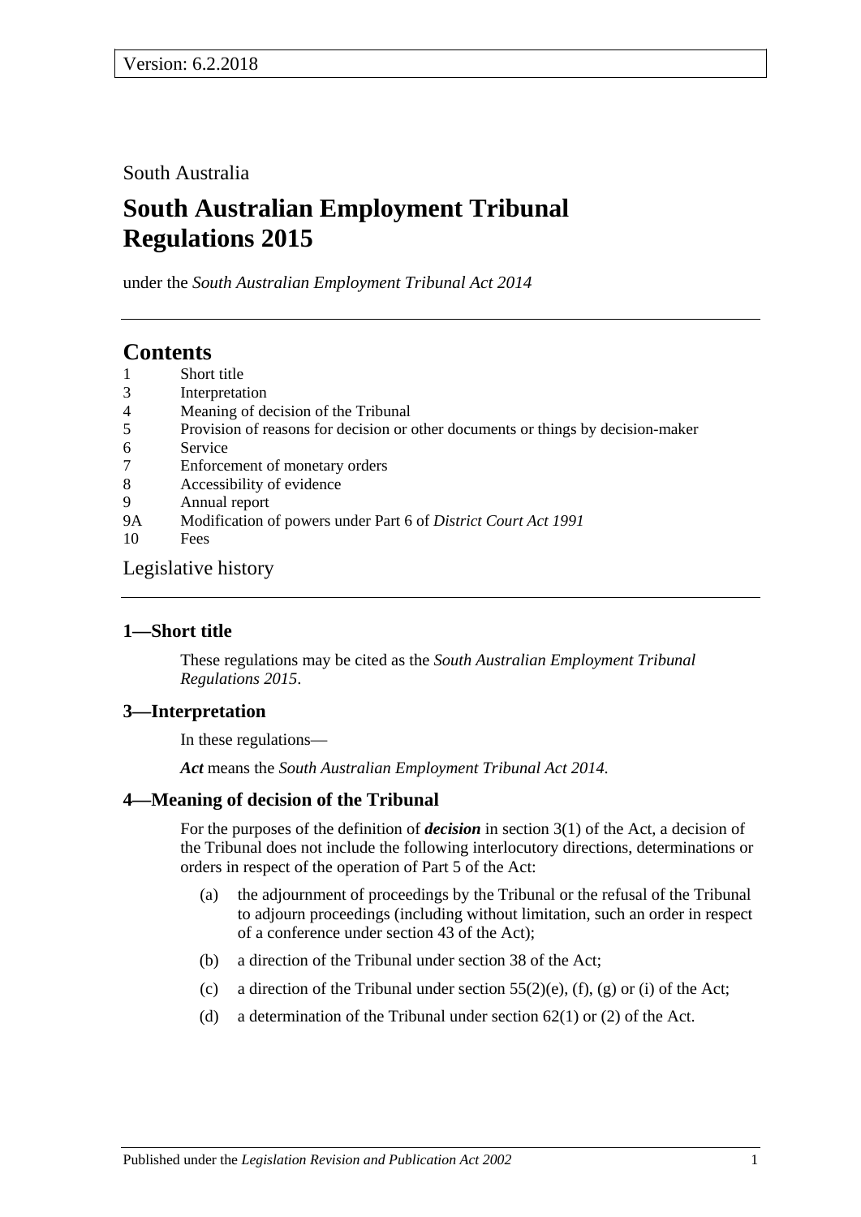Version: 6.2.2018

South Australia

# South Australian Employment Tribunal Regulations 2015

under the *South Australian Employment Tribunal Act 2014*

## Contents

1 Short title
3 Interpretation
4 Meaning of decision of the Tribunal
5 Provision of reasons for decision or other documents or things by decision-maker
6 Service
7 Enforcement of monetary orders
8 Accessibility of evidence
9 Annual report
9A Modification of powers under Part 6 of *District Court Act 1991*
10 Fees

Legislative history

### 1—Short title

These regulations may be cited as the *South Australian Employment Tribunal Regulations 2015*.

### 3—Interpretation

In these regulations—

***Act*** means the *South Australian Employment Tribunal Act 2014.*

### 4—Meaning of decision of the Tribunal

For the purposes of the definition of ***decision*** in section 3(1) of the Act, a decision of the Tribunal does not include the following interlocutory directions, determinations or orders in respect of the operation of Part 5 of the Act:

(a) the adjournment of proceedings by the Tribunal or the refusal of the Tribunal to adjourn proceedings (including without limitation, such an order in respect of a conference under section 43 of the Act);

(b) a direction of the Tribunal under section 38 of the Act;

(c) a direction of the Tribunal under section 55(2)(e), (f), (g) or (i) of the Act;

(d) a determination of the Tribunal under section 62(1) or (2) of the Act.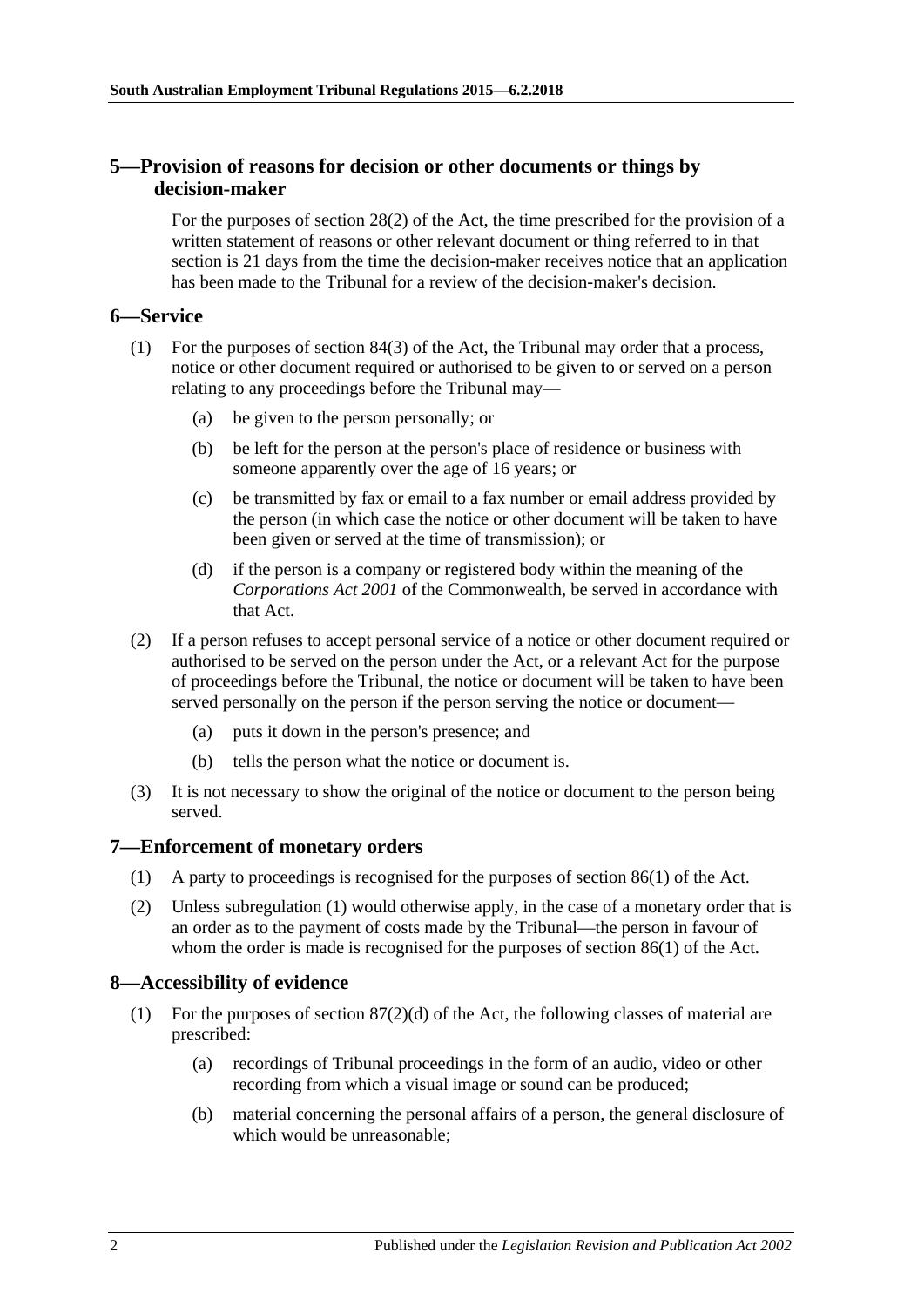## 5—Provision of reasons for decision or other documents or things by decision-maker

For the purposes of section 28(2) of the Act, the time prescribed for the provision of a written statement of reasons or other relevant document or thing referred to in that section is 21 days from the time the decision-maker receives notice that an application has been made to the Tribunal for a review of the decision-maker's decision.

## 6—Service

(1) For the purposes of section 84(3) of the Act, the Tribunal may order that a process, notice or other document required or authorised to be given to or served on a person relating to any proceedings before the Tribunal may—

(a) be given to the person personally; or

(b) be left for the person at the person's place of residence or business with someone apparently over the age of 16 years; or

(c) be transmitted by fax or email to a fax number or email address provided by the person (in which case the notice or other document will be taken to have been given or served at the time of transmission); or

(d) if the person is a company or registered body within the meaning of the *Corporations Act 2001* of the Commonwealth, be served in accordance with that Act.

(2) If a person refuses to accept personal service of a notice or other document required or authorised to be served on the person under the Act, or a relevant Act for the purpose of proceedings before the Tribunal, the notice or document will be taken to have been served personally on the person if the person serving the notice or document—

(a) puts it down in the person's presence; and

(b) tells the person what the notice or document is.

(3) It is not necessary to show the original of the notice or document to the person being served.

## 7—Enforcement of monetary orders

(1) A party to proceedings is recognised for the purposes of section 86(1) of the Act.

(2) Unless subregulation (1) would otherwise apply, in the case of a monetary order that is an order as to the payment of costs made by the Tribunal—the person in favour of whom the order is made is recognised for the purposes of section 86(1) of the Act.

## 8—Accessibility of evidence

(1) For the purposes of section 87(2)(d) of the Act, the following classes of material are prescribed:

(a) recordings of Tribunal proceedings in the form of an audio, video or other recording from which a visual image or sound can be produced;

(b) material concerning the personal affairs of a person, the general disclosure of which would be unreasonable;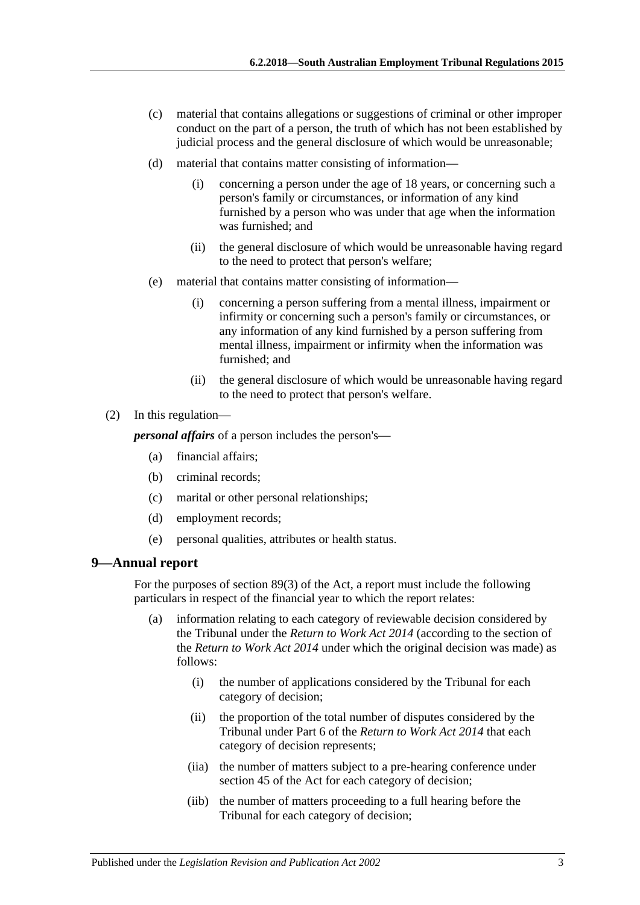(c) material that contains allegations or suggestions of criminal or other improper conduct on the part of a person, the truth of which has not been established by judicial process and the general disclosure of which would be unreasonable;

(d) material that contains matter consisting of information—

(i) concerning a person under the age of 18 years, or concerning such a person's family or circumstances, or information of any kind furnished by a person who was under that age when the information was furnished; and

(ii) the general disclosure of which would be unreasonable having regard to the need to protect that person's welfare;

(e) material that contains matter consisting of information—

(i) concerning a person suffering from a mental illness, impairment or infirmity or concerning such a person's family or circumstances, or any information of any kind furnished by a person suffering from mental illness, impairment or infirmity when the information was furnished; and

(ii) the general disclosure of which would be unreasonable having regard to the need to protect that person's welfare.

(2) In this regulation—

***personal affairs*** of a person includes the person's—

(a) financial affairs;

(b) criminal records;

(c) marital or other personal relationships;

(d) employment records;

(e) personal qualities, attributes or health status.

## 9—Annual report

For the purposes of section 89(3) of the Act, a report must include the following particulars in respect of the financial year to which the report relates:

(a) information relating to each category of reviewable decision considered by the Tribunal under the *Return to Work Act 2014* (according to the section of the *Return to Work Act 2014* under which the original decision was made) as follows:

(i) the number of applications considered by the Tribunal for each category of decision;

(ii) the proportion of the total number of disputes considered by the Tribunal under Part 6 of the *Return to Work Act 2014* that each category of decision represents;

(iia) the number of matters subject to a pre-hearing conference under section 45 of the Act for each category of decision;

(iib) the number of matters proceeding to a full hearing before the Tribunal for each category of decision;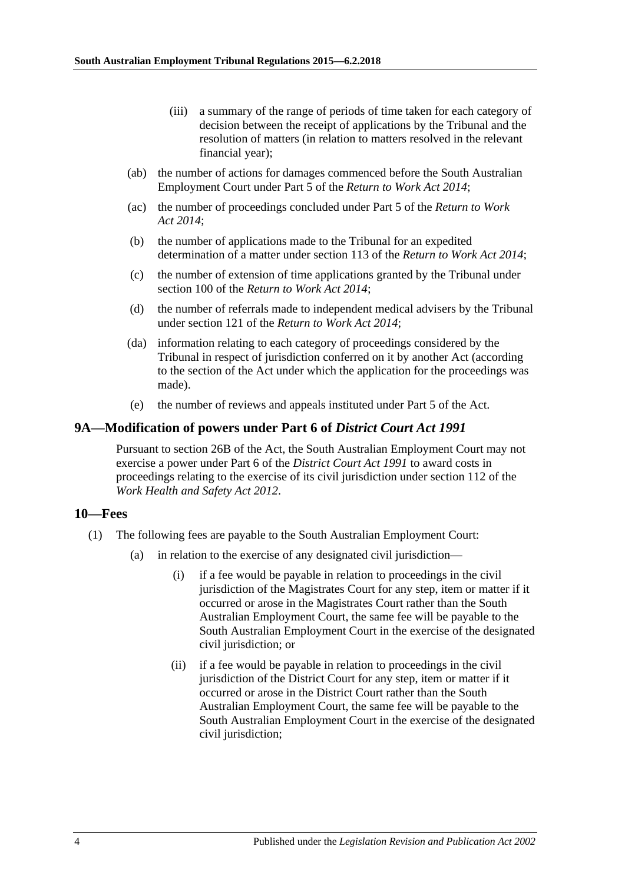(iii) a summary of the range of periods of time taken for each category of decision between the receipt of applications by the Tribunal and the resolution of matters (in relation to matters resolved in the relevant financial year);

(ab) the number of actions for damages commenced before the South Australian Employment Court under Part 5 of the *Return to Work Act 2014*;

(ac) the number of proceedings concluded under Part 5 of the *Return to Work Act 2014*;

(b) the number of applications made to the Tribunal for an expedited determination of a matter under section 113 of the *Return to Work Act 2014*;

(c) the number of extension of time applications granted by the Tribunal under section 100 of the *Return to Work Act 2014*;

(d) the number of referrals made to independent medical advisers by the Tribunal under section 121 of the *Return to Work Act 2014*;

(da) information relating to each category of proceedings considered by the Tribunal in respect of jurisdiction conferred on it by another Act (according to the section of the Act under which the application for the proceedings was made).

(e) the number of reviews and appeals instituted under Part 5 of the Act.

## 9A—Modification of powers under Part 6 of *District Court Act 1991*

Pursuant to section 26B of the Act, the South Australian Employment Court may not exercise a power under Part 6 of the *District Court Act 1991* to award costs in proceedings relating to the exercise of its civil jurisdiction under section 112 of the *Work Health and Safety Act 2012*.

## 10—Fees

(1) The following fees are payable to the South Australian Employment Court:

(a) in relation to the exercise of any designated civil jurisdiction—

(i) if a fee would be payable in relation to proceedings in the civil jurisdiction of the Magistrates Court for any step, item or matter if it occurred or arose in the Magistrates Court rather than the South Australian Employment Court, the same fee will be payable to the South Australian Employment Court in the exercise of the designated civil jurisdiction; or

(ii) if a fee would be payable in relation to proceedings in the civil jurisdiction of the District Court for any step, item or matter if it occurred or arose in the District Court rather than the South Australian Employment Court, the same fee will be payable to the South Australian Employment Court in the exercise of the designated civil jurisdiction;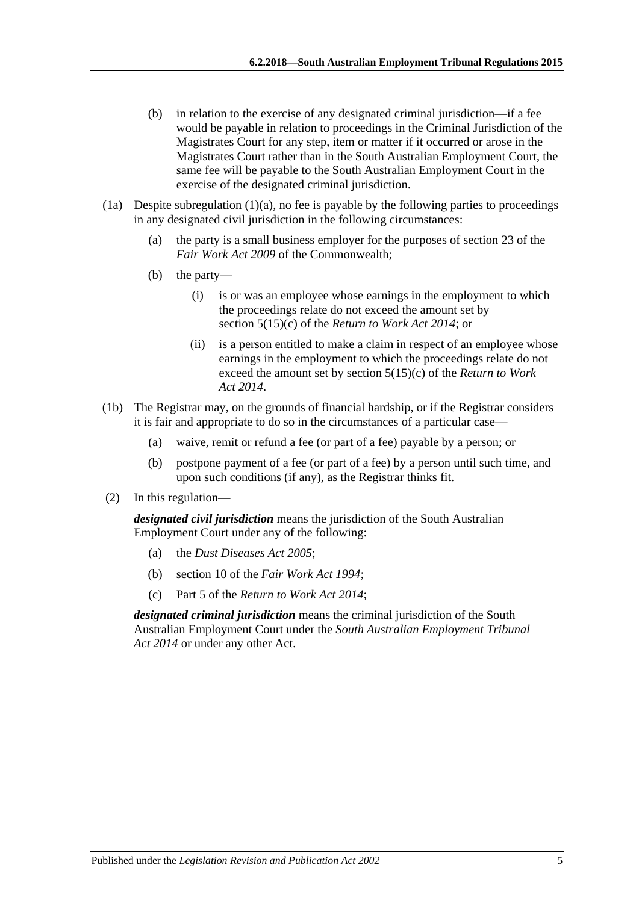(b) in relation to the exercise of any designated criminal jurisdiction—if a fee would be payable in relation to proceedings in the Criminal Jurisdiction of the Magistrates Court for any step, item or matter if it occurred or arose in the Magistrates Court rather than in the South Australian Employment Court, the same fee will be payable to the South Australian Employment Court in the exercise of the designated criminal jurisdiction.

(1a) Despite subregulation (1)(a), no fee is payable by the following parties to proceedings in any designated civil jurisdiction in the following circumstances:

(a) the party is a small business employer for the purposes of section 23 of the *Fair Work Act 2009* of the Commonwealth;

(b) the party—

(i) is or was an employee whose earnings in the employment to which the proceedings relate do not exceed the amount set by section 5(15)(c) of the *Return to Work Act 2014*; or

(ii) is a person entitled to make a claim in respect of an employee whose earnings in the employment to which the proceedings relate do not exceed the amount set by section 5(15)(c) of the *Return to Work Act 2014*.

(1b) The Registrar may, on the grounds of financial hardship, or if the Registrar considers it is fair and appropriate to do so in the circumstances of a particular case—

(a) waive, remit or refund a fee (or part of a fee) payable by a person; or

(b) postpone payment of a fee (or part of a fee) by a person until such time, and upon such conditions (if any), as the Registrar thinks fit.

(2) In this regulation—

***designated civil jurisdiction*** means the jurisdiction of the South Australian Employment Court under any of the following:

(a) the *Dust Diseases Act 2005*;

(b) section 10 of the *Fair Work Act 1994*;

(c) Part 5 of the *Return to Work Act 2014*;

***designated criminal jurisdiction*** means the criminal jurisdiction of the South Australian Employment Court under the *South Australian Employment Tribunal Act 2014* or under any other Act.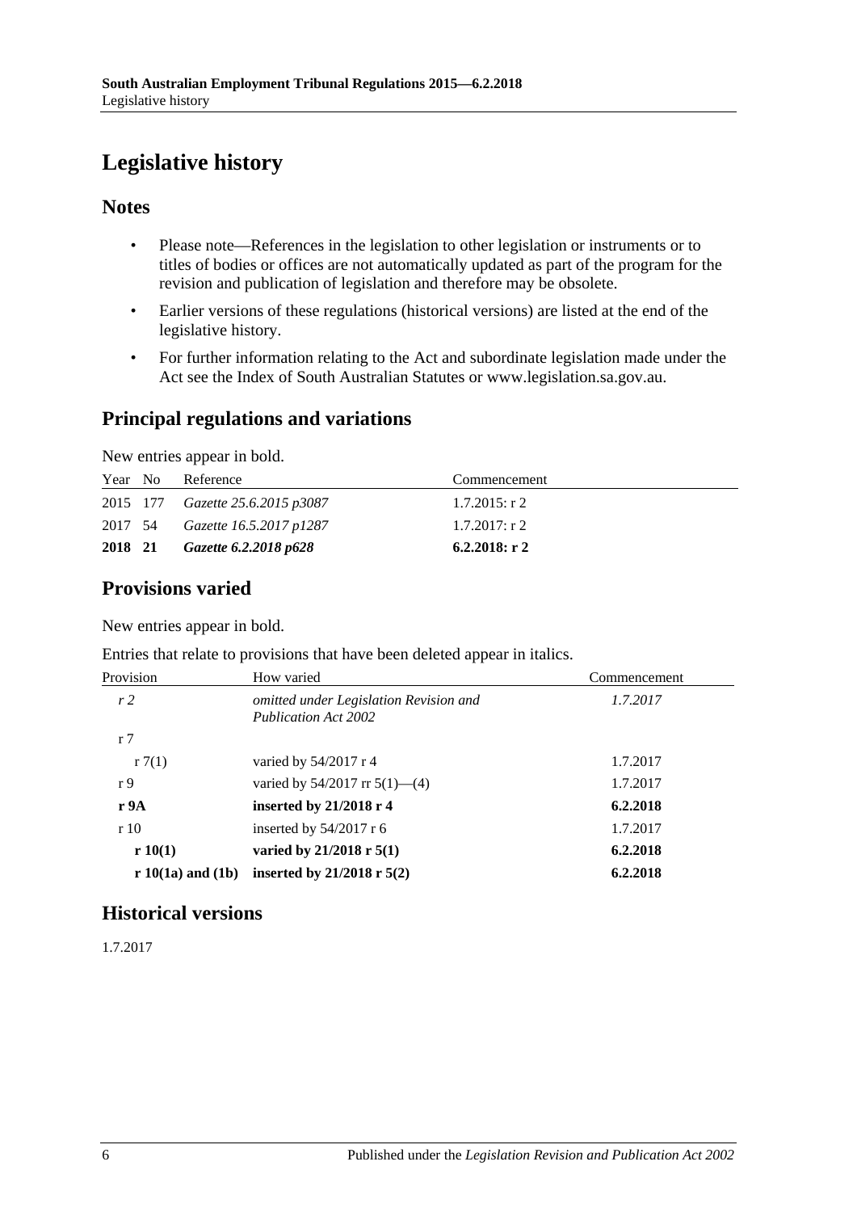# Legislative history

## Notes

- Please note—References in the legislation to other legislation or instruments or to titles of bodies or offices are not automatically updated as part of the program for the revision and publication of legislation and therefore may be obsolete.
- Earlier versions of these regulations (historical versions) are listed at the end of the legislative history.
- For further information relating to the Act and subordinate legislation made under the Act see the Index of South Australian Statutes or www.legislation.sa.gov.au.

## Principal regulations and variations

New entries appear in bold.

| Year | No | Reference | Commencement |
|---|---|---|---|
| 2015 | 177 | *Gazette 25.6.2015 p3087* | 1.7.2015: r 2 |
| 2017 | 54 | *Gazette 16.5.2017 p1287* | 1.7.2017: r 2 |
| **2018** | **21** | ***Gazette 6.2.2018 p628*** | **6.2.2018: r 2** |

## Provisions varied

New entries appear in bold.

Entries that relate to provisions that have been deleted appear in italics.

| Provision | How varied | Commencement |
|---|---|---|
| *r 2* | *omitted under Legislation Revision and Publication Act 2002* | *1.7.2017* |
| r 7 | | |
| r 7(1) | varied by 54/2017 r 4 | 1.7.2017 |
| r 9 | varied by 54/2017 rr 5(1)—(4) | 1.7.2017 |
| **r 9A** | **inserted by 21/2018 r 4** | **6.2.2018** |
| r 10 | inserted by 54/2017 r 6 | 1.7.2017 |
| **r 10(1)** | **varied by 21/2018 r 5(1)** | **6.2.2018** |
| **r 10(1a) and (1b)** | **inserted by 21/2018 r 5(2)** | **6.2.2018** |

## Historical versions

1.7.2017